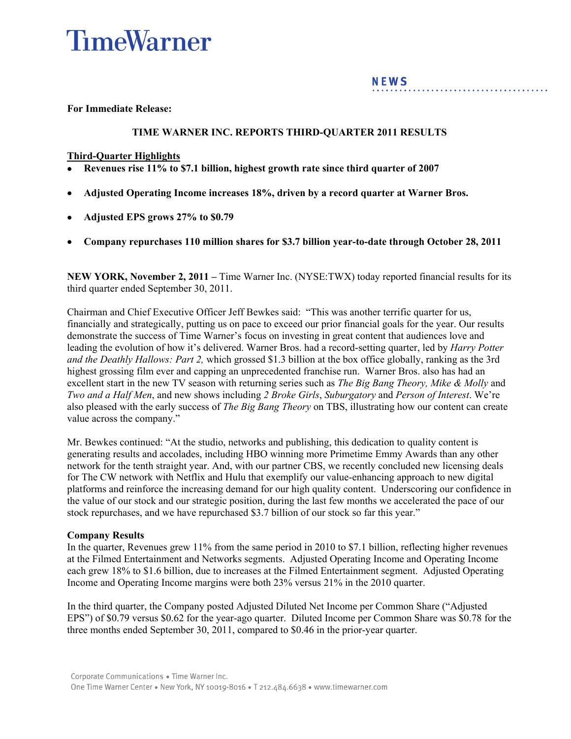# TimeWarner

**NEWS**

**For Immediate Release:**

## TIME WARNER INC. REPORTS THIRD-QUARTER 2011 RESULTS

**Third-Quarter Highlights**

- **Revenues rise 11% to $7.1 billion, highest growth rate since third quarter of 2007**
- **Adjusted Operating Income increases 18%, driven by a record quarter at Warner Bros.**
- **Adjusted EPS grows 27% to $0.79**
- **Company repurchases 110 million shares for $3.7 billion year-to-date through October 28, 2011**

**NEW YORK, November 2, 2011 –** Time Warner Inc. (NYSE:TWX) today reported financial results for its third quarter ended September 30, 2011.

Chairman and Chief Executive Officer Jeff Bewkes said: "This was another terrific quarter for us, financially and strategically, putting us on pace to exceed our prior financial goals for the year. Our results demonstrate the success of Time Warner's focus on investing in great content that audiences love and leading the evolution of how it's delivered. Warner Bros. had a record-setting quarter, led by *Harry Potter and the Deathly Hallows: Part 2,* which grossed $1.3 billion at the box office globally, ranking as the 3rd highest grossing film ever and capping an unprecedented franchise run. Warner Bros. also has had an excellent start in the new TV season with returning series such as *The Big Bang Theory, Mike & Molly* and *Two and a Half Men*, and new shows including *2 Broke Girls*, *Suburgatory* and *Person of Interest*. We're also pleased with the early success of *The Big Bang Theory* on TBS, illustrating how our content can create value across the company."

Mr. Bewkes continued: "At the studio, networks and publishing, this dedication to quality content is generating results and accolades, including HBO winning more Primetime Emmy Awards than any other network for the tenth straight year. And, with our partner CBS, we recently concluded new licensing deals for The CW network with Netflix and Hulu that exemplify our value-enhancing approach to new digital platforms and reinforce the increasing demand for our high quality content. Underscoring our confidence in the value of our stock and our strategic position, during the last few months we accelerated the pace of our stock repurchases, and we have repurchased $3.7 billion of our stock so far this year."

**Company Results**

In the quarter, Revenues grew 11% from the same period in 2010 to $7.1 billion, reflecting higher revenues at the Filmed Entertainment and Networks segments. Adjusted Operating Income and Operating Income each grew 18% to $1.6 billion, due to increases at the Filmed Entertainment segment. Adjusted Operating Income and Operating Income margins were both 23% versus 21% in the 2010 quarter.

In the third quarter, the Company posted Adjusted Diluted Net Income per Common Share ("Adjusted EPS") of $0.79 versus $0.62 for the year-ago quarter. Diluted Income per Common Share was $0.78 for the three months ended September 30, 2011, compared to $0.46 in the prior-year quarter.

Corporate Communications • Time Warner Inc.
One Time Warner Center • New York, NY 10019-8016 • T 212.484.6638 • www.timewarner.com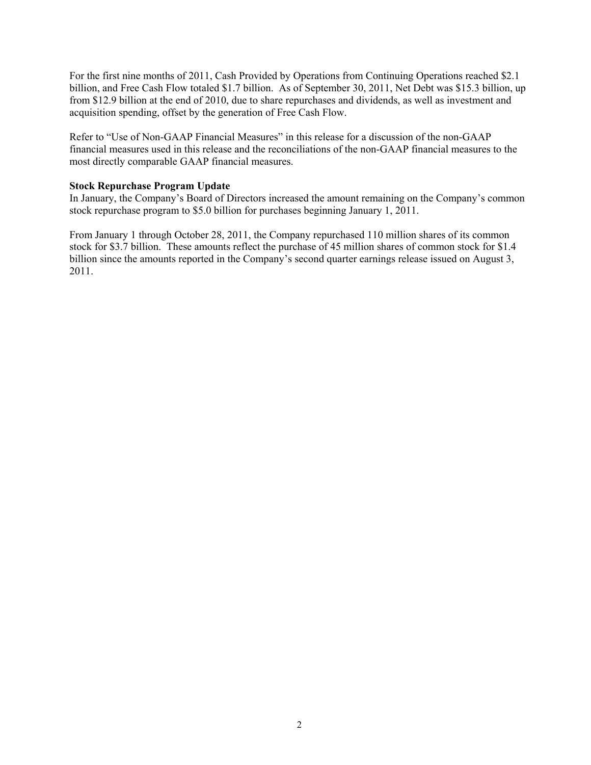For the first nine months of 2011, Cash Provided by Operations from Continuing Operations reached $2.1 billion, and Free Cash Flow totaled $1.7 billion. As of September 30, 2011, Net Debt was $15.3 billion, up from $12.9 billion at the end of 2010, due to share repurchases and dividends, as well as investment and acquisition spending, offset by the generation of Free Cash Flow.

Refer to "Use of Non-GAAP Financial Measures" in this release for a discussion of the non-GAAP financial measures used in this release and the reconciliations of the non-GAAP financial measures to the most directly comparable GAAP financial measures.

**Stock Repurchase Program Update**

In January, the Company's Board of Directors increased the amount remaining on the Company's common stock repurchase program to $5.0 billion for purchases beginning January 1, 2011.

From January 1 through October 28, 2011, the Company repurchased 110 million shares of its common stock for $3.7 billion. These amounts reflect the purchase of 45 million shares of common stock for $1.4 billion since the amounts reported in the Company's second quarter earnings release issued on August 3, 2011.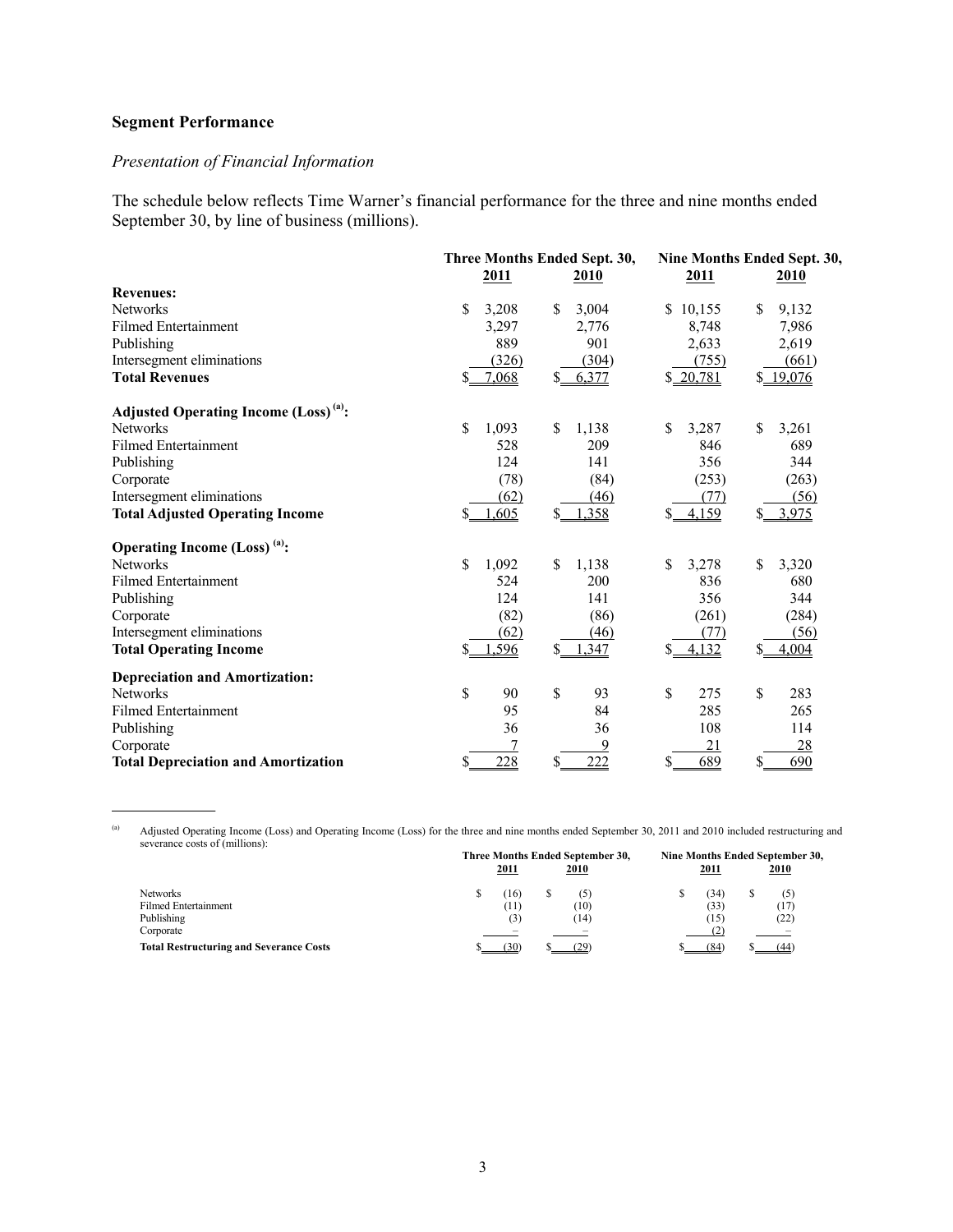## Segment Performance

*Presentation of Financial Information*

The schedule below reflects Time Warner's financial performance for the three and nine months ended September 30, by line of business (millions).

| | Three Months Ended Sept. 30, | | Nine Months Ended Sept. 30, | |
|---|---|---|---|---|
| | 2011 | 2010 | 2011 | 2010 |
| **Revenues:** | | | | |
| Networks | $ 3,208 | $ 3,004 | $ 10,155 | $ 9,132 |
| Filmed Entertainment | 3,297 | 2,776 | 8,748 | 7,986 |
| Publishing | 889 | 901 | 2,633 | 2,619 |
| Intersegment eliminations | (326) | (304) | (755) | (661) |
| **Total Revenues** | $ 7,068 | $ 6,377 | $ 20,781 | $ 19,076 |
| **Adjusted Operating Income (Loss)** [(a)]**:** | | | | |
| Networks | $ 1,093 | $ 1,138 | $ 3,287 | $ 3,261 |
| Filmed Entertainment | 528 | 209 | 846 | 689 |
| Publishing | 124 | 141 | 356 | 344 |
| Corporate | (78) | (84) | (253) | (263) |
| Intersegment eliminations | (62) | (46) | (77) | (56) |
| **Total Adjusted Operating Income** | $ 1,605 | $ 1,358 | $ 4,159 | $ 3,975 |
| **Operating Income (Loss)** [(a)]**:** | | | | |
| Networks | $ 1,092 | $ 1,138 | $ 3,278 | $ 3,320 |
| Filmed Entertainment | 524 | 200 | 836 | 680 |
| Publishing | 124 | 141 | 356 | 344 |
| Corporate | (82) | (86) | (261) | (284) |
| Intersegment eliminations | (62) | (46) | (77) | (56) |
| **Total Operating Income** | $ 1,596 | $ 1,347 | $ 4,132 | $ 4,004 |
| **Depreciation and Amortization:** | | | | |
| Networks | $ 90 | $ 93 | $ 275 | $ 283 |
| Filmed Entertainment | 95 | 84 | 285 | 265 |
| Publishing | 36 | 36 | 108 | 114 |
| Corporate | 7 | 9 | 21 | 28 |
| **Total Depreciation and Amortization** | $ 228 | $ 222 | $ 689 | $ 690 |

---

(a) Adjusted Operating Income (Loss) and Operating Income (Loss) for the three and nine months ended September 30, 2011 and 2010 included restructuring and severance costs of (millions):

| | Three Months Ended September 30, | | Nine Months Ended September 30, | |
|---|---|---|---|---|
| | 2011 | 2010 | 2011 | 2010 |
| Networks | $ (16) | $ (5) | $ (34) | $ (5) |
| Filmed Entertainment | (11) | (10) | (33) | (17) |
| Publishing | (3) | (14) | (15) | (22) |
| Corporate | – | – | (2) | – |
| **Total Restructuring and Severance Costs** | $ (30) | $ (29) | $ (84) | $ (44) |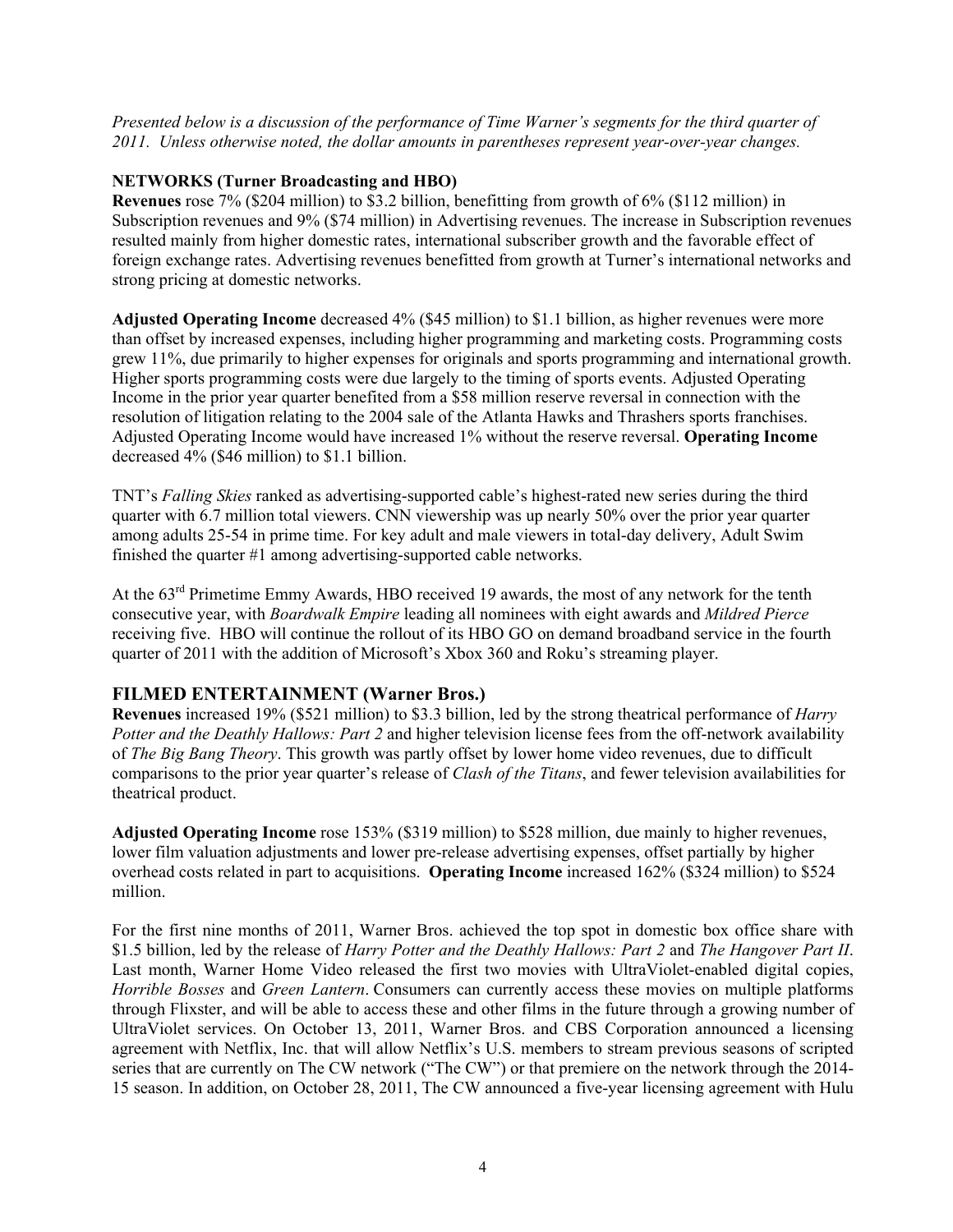*Presented below is a discussion of the performance of Time Warner's segments for the third quarter of 2011. Unless otherwise noted, the dollar amounts in parentheses represent year-over-year changes.*

### NETWORKS (Turner Broadcasting and HBO)

**Revenues** rose 7% ($204 million) to $3.2 billion, benefitting from growth of 6% ($112 million) in Subscription revenues and 9% ($74 million) in Advertising revenues. The increase in Subscription revenues resulted mainly from higher domestic rates, international subscriber growth and the favorable effect of foreign exchange rates. Advertising revenues benefitted from growth at Turner's international networks and strong pricing at domestic networks.

**Adjusted Operating Income** decreased 4% ($45 million) to $1.1 billion, as higher revenues were more than offset by increased expenses, including higher programming and marketing costs. Programming costs grew 11%, due primarily to higher expenses for originals and sports programming and international growth. Higher sports programming costs were due largely to the timing of sports events. Adjusted Operating Income in the prior year quarter benefited from a $58 million reserve reversal in connection with the resolution of litigation relating to the 2004 sale of the Atlanta Hawks and Thrashers sports franchises. Adjusted Operating Income would have increased 1% without the reserve reversal. **Operating Income** decreased 4% ($46 million) to $1.1 billion.

TNT's *Falling Skies* ranked as advertising-supported cable's highest-rated new series during the third quarter with 6.7 million total viewers. CNN viewership was up nearly 50% over the prior year quarter among adults 25-54 in prime time. For key adult and male viewers in total-day delivery, Adult Swim finished the quarter #1 among advertising-supported cable networks.

At the 63rd Primetime Emmy Awards, HBO received 19 awards, the most of any network for the tenth consecutive year, with *Boardwalk Empire* leading all nominees with eight awards and *Mildred Pierce* receiving five. HBO will continue the rollout of its HBO GO on demand broadband service in the fourth quarter of 2011 with the addition of Microsoft's Xbox 360 and Roku's streaming player.

### FILMED ENTERTAINMENT (Warner Bros.)

**Revenues** increased 19% ($521 million) to $3.3 billion, led by the strong theatrical performance of *Harry Potter and the Deathly Hallows: Part 2* and higher television license fees from the off-network availability of *The Big Bang Theory*. This growth was partly offset by lower home video revenues, due to difficult comparisons to the prior year quarter's release of *Clash of the Titans*, and fewer television availabilities for theatrical product.

**Adjusted Operating Income** rose 153% ($319 million) to $528 million, due mainly to higher revenues, lower film valuation adjustments and lower pre-release advertising expenses, offset partially by higher overhead costs related in part to acquisitions. **Operating Income** increased 162% ($324 million) to $524 million.

For the first nine months of 2011, Warner Bros. achieved the top spot in domestic box office share with $1.5 billion, led by the release of *Harry Potter and the Deathly Hallows: Part 2* and *The Hangover Part II*. Last month, Warner Home Video released the first two movies with UltraViolet-enabled digital copies, *Horrible Bosses* and *Green Lantern*. Consumers can currently access these movies on multiple platforms through Flixster, and will be able to access these and other films in the future through a growing number of UltraViolet services. On October 13, 2011, Warner Bros. and CBS Corporation announced a licensing agreement with Netflix, Inc. that will allow Netflix's U.S. members to stream previous seasons of scripted series that are currently on The CW network ("The CW") or that premiere on the network through the 2014-15 season. In addition, on October 28, 2011, The CW announced a five-year licensing agreement with Hulu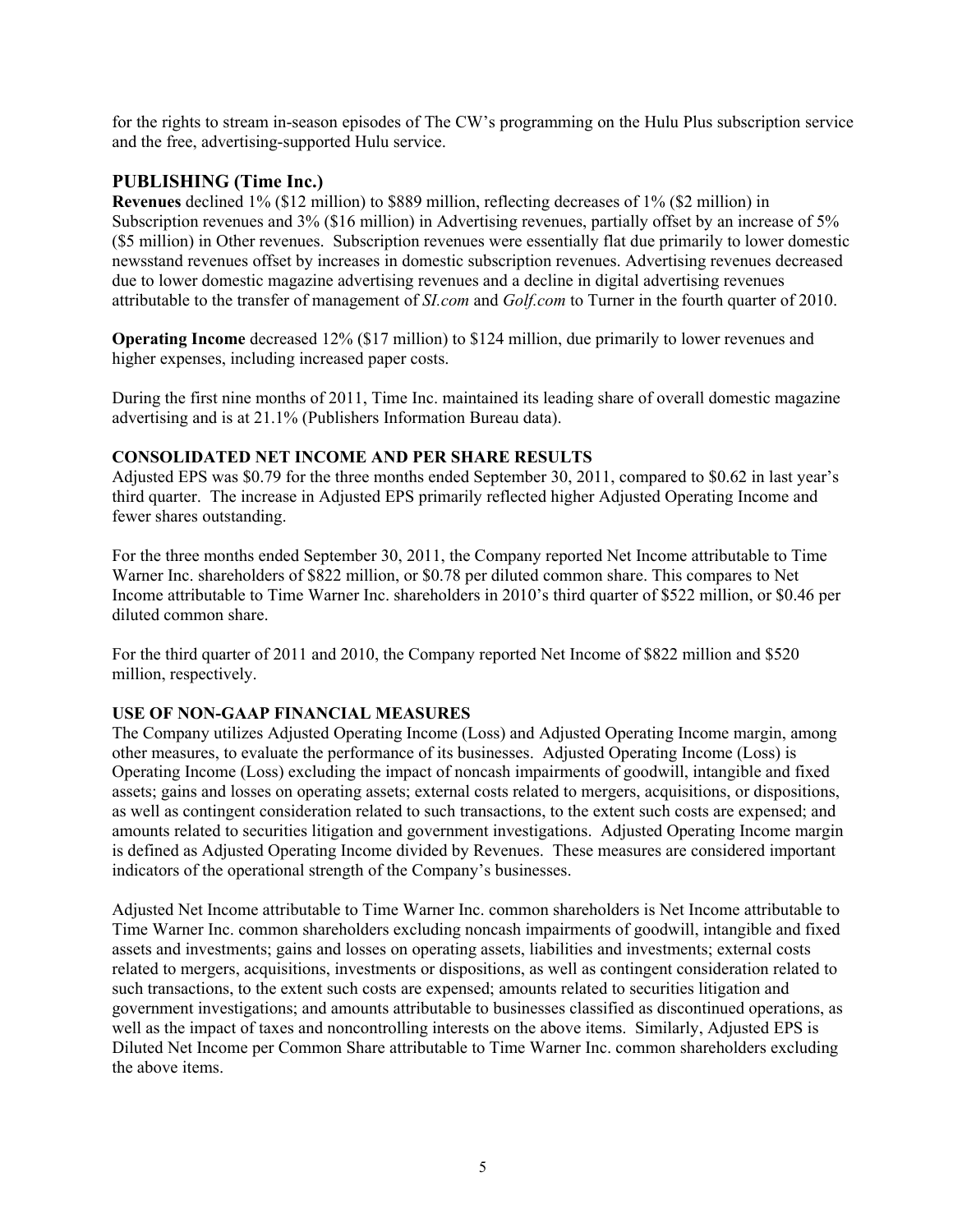for the rights to stream in-season episodes of The CW's programming on the Hulu Plus subscription service and the free, advertising-supported Hulu service.

## PUBLISHING (Time Inc.)

**Revenues** declined 1% ($12 million) to $889 million, reflecting decreases of 1% ($2 million) in Subscription revenues and 3% ($16 million) in Advertising revenues, partially offset by an increase of 5% ($5 million) in Other revenues. Subscription revenues were essentially flat due primarily to lower domestic newsstand revenues offset by increases in domestic subscription revenues. Advertising revenues decreased due to lower domestic magazine advertising revenues and a decline in digital advertising revenues attributable to the transfer of management of ***SI.com*** and *Golf.com* to Turner in the fourth quarter of 2010.

**Operating Income** decreased 12% ($17 million) to $124 million, due primarily to lower revenues and higher expenses, including increased paper costs.

During the first nine months of 2011, Time Inc. maintained its leading share of overall domestic magazine advertising and is at 21.1% (Publishers Information Bureau data).

### CONSOLIDATED NET INCOME AND PER SHARE RESULTS

Adjusted EPS was $0.79 for the three months ended September 30, 2011, compared to $0.62 in last year's third quarter. The increase in Adjusted EPS primarily reflected higher Adjusted Operating Income and fewer shares outstanding.

For the three months ended September 30, 2011, the Company reported Net Income attributable to Time Warner Inc. shareholders of $822 million, or $0.78 per diluted common share. This compares to Net Income attributable to Time Warner Inc. shareholders in 2010's third quarter of $522 million, or $0.46 per diluted common share.

For the third quarter of 2011 and 2010, the Company reported Net Income of $822 million and $520 million, respectively.

### USE OF NON-GAAP FINANCIAL MEASURES

The Company utilizes Adjusted Operating Income (Loss) and Adjusted Operating Income margin, among other measures, to evaluate the performance of its businesses. Adjusted Operating Income (Loss) is Operating Income (Loss) excluding the impact of noncash impairments of goodwill, intangible and fixed assets; gains and losses on operating assets; external costs related to mergers, acquisitions, or dispositions, as well as contingent consideration related to such transactions, to the extent such costs are expensed; and amounts related to securities litigation and government investigations. Adjusted Operating Income margin is defined as Adjusted Operating Income divided by Revenues. These measures are considered important indicators of the operational strength of the Company's businesses.

Adjusted Net Income attributable to Time Warner Inc. common shareholders is Net Income attributable to Time Warner Inc. common shareholders excluding noncash impairments of goodwill, intangible and fixed assets and investments; gains and losses on operating assets, liabilities and investments; external costs related to mergers, acquisitions, investments or dispositions, as well as contingent consideration related to such transactions, to the extent such costs are expensed; amounts related to securities litigation and government investigations; and amounts attributable to businesses classified as discontinued operations, as well as the impact of taxes and noncontrolling interests on the above items. Similarly, Adjusted EPS is Diluted Net Income per Common Share attributable to Time Warner Inc. common shareholders excluding the above items.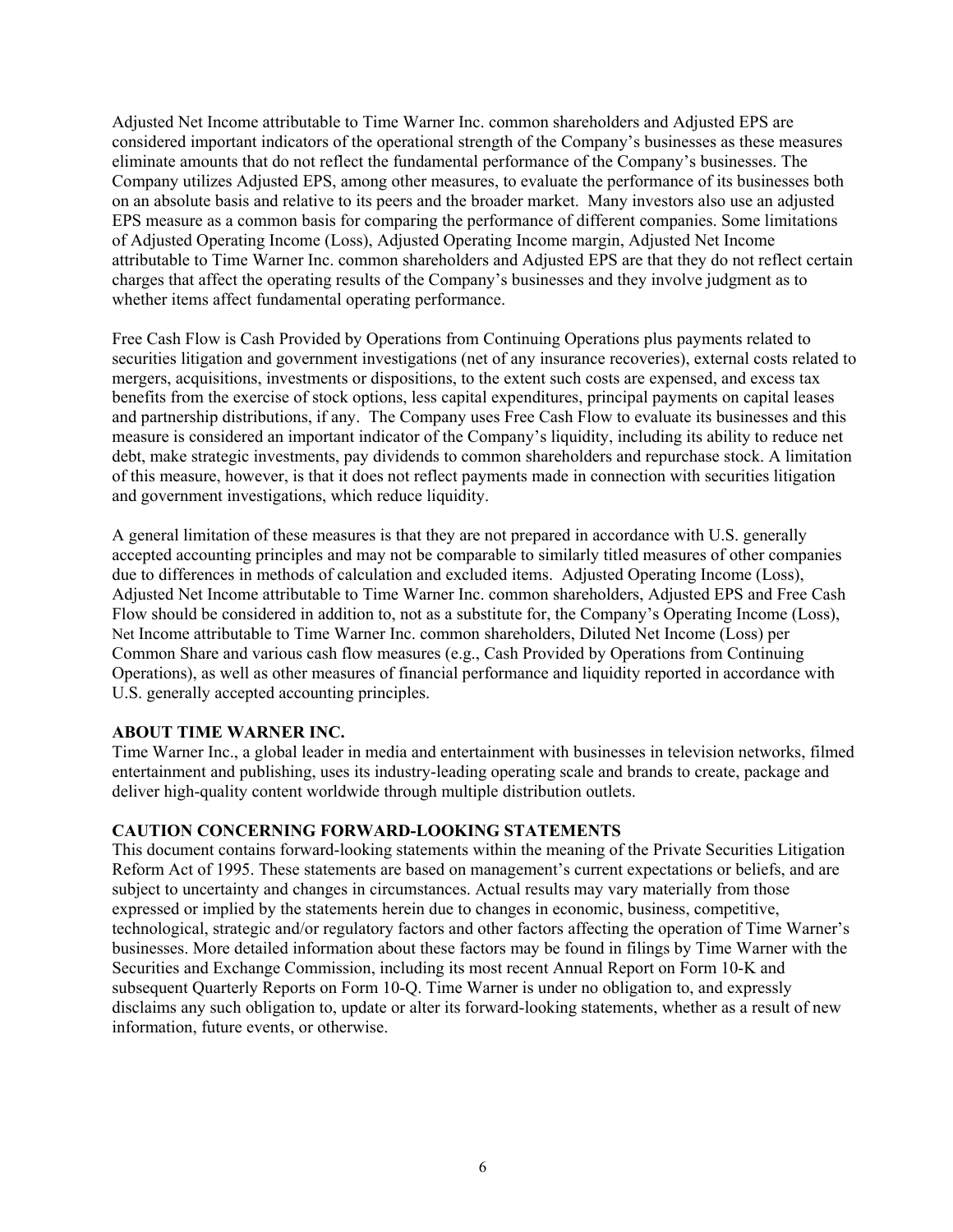Adjusted Net Income attributable to Time Warner Inc. common shareholders and Adjusted EPS are considered important indicators of the operational strength of the Company's businesses as these measures eliminate amounts that do not reflect the fundamental performance of the Company's businesses. The Company utilizes Adjusted EPS, among other measures, to evaluate the performance of its businesses both on an absolute basis and relative to its peers and the broader market. Many investors also use an adjusted EPS measure as a common basis for comparing the performance of different companies. Some limitations of Adjusted Operating Income (Loss), Adjusted Operating Income margin, Adjusted Net Income attributable to Time Warner Inc. common shareholders and Adjusted EPS are that they do not reflect certain charges that affect the operating results of the Company's businesses and they involve judgment as to whether items affect fundamental operating performance.

Free Cash Flow is Cash Provided by Operations from Continuing Operations plus payments related to securities litigation and government investigations (net of any insurance recoveries), external costs related to mergers, acquisitions, investments or dispositions, to the extent such costs are expensed, and excess tax benefits from the exercise of stock options, less capital expenditures, principal payments on capital leases and partnership distributions, if any. The Company uses Free Cash Flow to evaluate its businesses and this measure is considered an important indicator of the Company's liquidity, including its ability to reduce net debt, make strategic investments, pay dividends to common shareholders and repurchase stock. A limitation of this measure, however, is that it does not reflect payments made in connection with securities litigation and government investigations, which reduce liquidity.

A general limitation of these measures is that they are not prepared in accordance with U.S. generally accepted accounting principles and may not be comparable to similarly titled measures of other companies due to differences in methods of calculation and excluded items. Adjusted Operating Income (Loss), Adjusted Net Income attributable to Time Warner Inc. common shareholders, Adjusted EPS and Free Cash Flow should be considered in addition to, not as a substitute for, the Company's Operating Income (Loss), Net Income attributable to Time Warner Inc. common shareholders, Diluted Net Income (Loss) per Common Share and various cash flow measures (e.g., Cash Provided by Operations from Continuing Operations), as well as other measures of financial performance and liquidity reported in accordance with U.S. generally accepted accounting principles.

**ABOUT TIME WARNER INC.**

Time Warner Inc., a global leader in media and entertainment with businesses in television networks, filmed entertainment and publishing, uses its industry-leading operating scale and brands to create, package and deliver high-quality content worldwide through multiple distribution outlets.

**CAUTION CONCERNING FORWARD-LOOKING STATEMENTS**

This document contains forward-looking statements within the meaning of the Private Securities Litigation Reform Act of 1995. These statements are based on management's current expectations or beliefs, and are subject to uncertainty and changes in circumstances. Actual results may vary materially from those expressed or implied by the statements herein due to changes in economic, business, competitive, technological, strategic and/or regulatory factors and other factors affecting the operation of Time Warner's businesses. More detailed information about these factors may be found in filings by Time Warner with the Securities and Exchange Commission, including its most recent Annual Report on Form 10-K and subsequent Quarterly Reports on Form 10-Q. Time Warner is under no obligation to, and expressly disclaims any such obligation to, update or alter its forward-looking statements, whether as a result of new information, future events, or otherwise.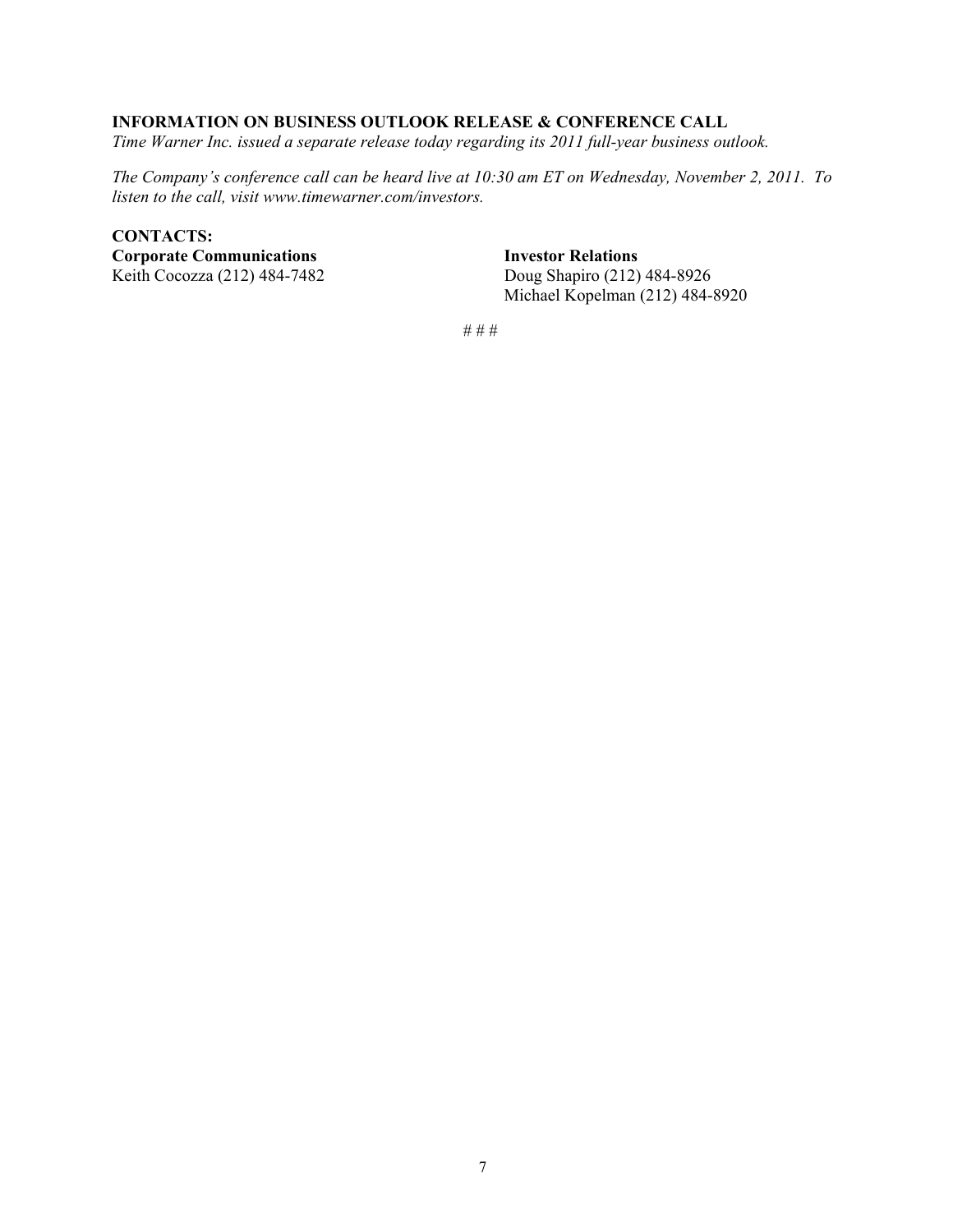**INFORMATION ON BUSINESS OUTLOOK RELEASE & CONFERENCE CALL**

*Time Warner Inc. issued a separate release today regarding its 2011 full-year business outlook.*

*The Company's conference call can be heard live at 10:30 am ET on Wednesday, November 2, 2011. To listen to the call, visit www.timewarner.com/investors.*

**CONTACTS:**

**Corporate Communications**
Keith Cocozza (212) 484-7482

**Investor Relations**
Doug Shapiro (212) 484-8926
Michael Kopelman (212) 484-8920

# # #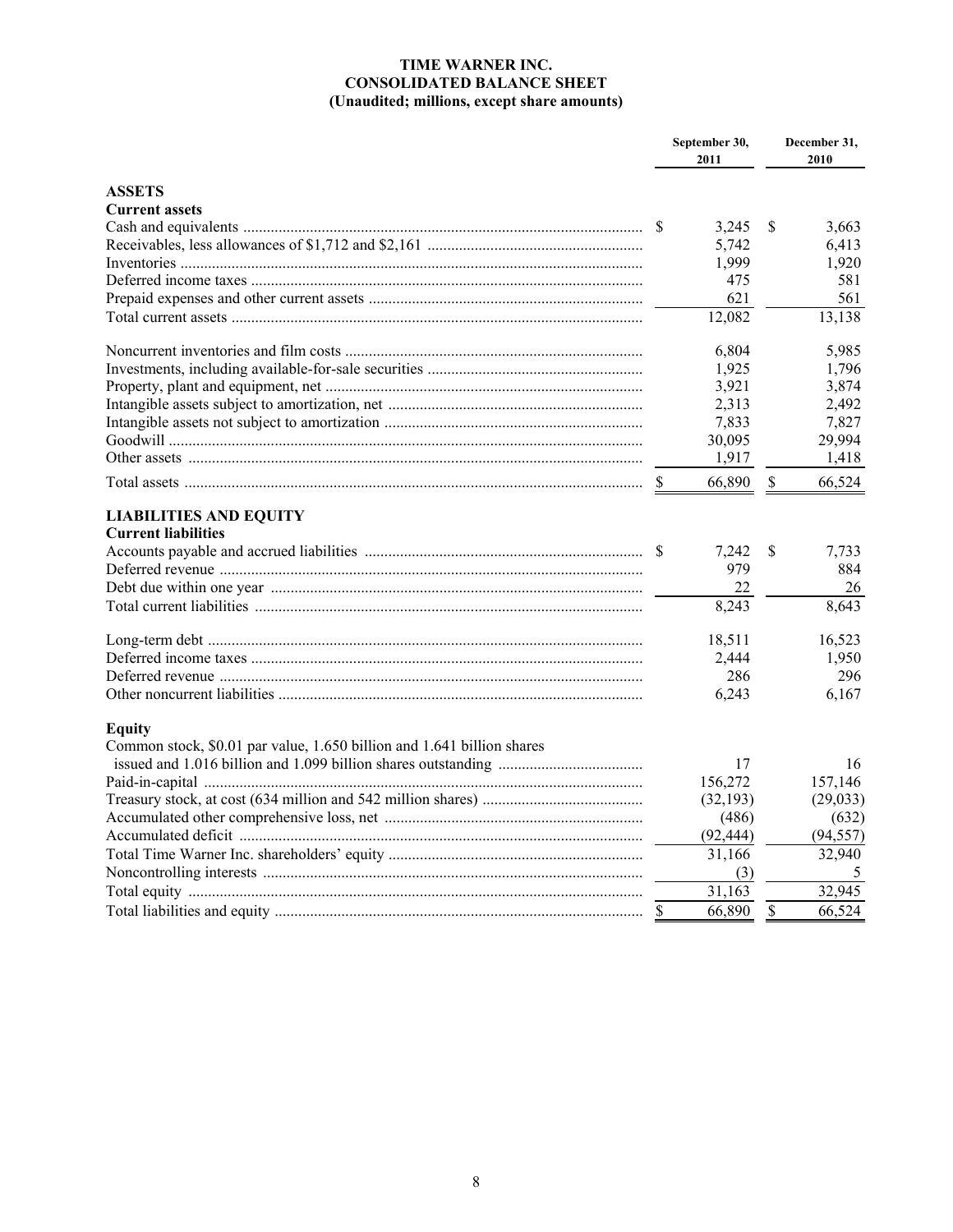# TIME WARNER INC.
# CONSOLIDATED BALANCE SHEET
## (Unaudited; millions, except share amounts)

| | September 30, 2011 | December 31, 2010 |
|---|---|---|
| **ASSETS** | | |
| **Current assets** | | |
| Cash and equivalents | $ 3,245 | $ 3,663 |
| Receivables, less allowances of $1,712 and $2,161 | 5,742 | 6,413 |
| Inventories | 1,999 | 1,920 |
| Deferred income taxes | 475 | 581 |
| Prepaid expenses and other current assets | 621 | 561 |
| Total current assets | 12,082 | 13,138 |
| Noncurrent inventories and film costs | 6,804 | 5,985 |
| Investments, including available-for-sale securities | 1,925 | 1,796 |
| Property, plant and equipment, net | 3,921 | 3,874 |
| Intangible assets subject to amortization, net | 2,313 | 2,492 |
| Intangible assets not subject to amortization | 7,833 | 7,827 |
| Goodwill | 30,095 | 29,994 |
| Other assets | 1,917 | 1,418 |
| Total assets | $ 66,890 | $ 66,524 |
| **LIABILITIES AND EQUITY** | | |
| **Current liabilities** | | |
| Accounts payable and accrued liabilities | $ 7,242 | $ 7,733 |
| Deferred revenue | 979 | 884 |
| Debt due within one year | 22 | 26 |
| Total current liabilities | 8,243 | 8,643 |
| Long-term debt | 18,511 | 16,523 |
| Deferred income taxes | 2,444 | 1,950 |
| Deferred revenue | 286 | 296 |
| Other noncurrent liabilities | 6,243 | 6,167 |
| **Equity** | | |
| Common stock, $0.01 par value, 1.650 billion and 1.641 billion shares issued and 1.016 billion and 1.099 billion shares outstanding | 17 | 16 |
| Paid-in-capital | 156,272 | 157,146 |
| Treasury stock, at cost (634 million and 542 million shares) | (32,193) | (29,033) |
| Accumulated other comprehensive loss, net | (486) | (632) |
| Accumulated deficit | (92,444) | (94,557) |
| Total Time Warner Inc. shareholders' equity | 31,166 | 32,940 |
| Noncontrolling interests | (3) | 5 |
| Total equity | 31,163 | 32,945 |
| Total liabilities and equity | $ 66,890 | $ 66,524 |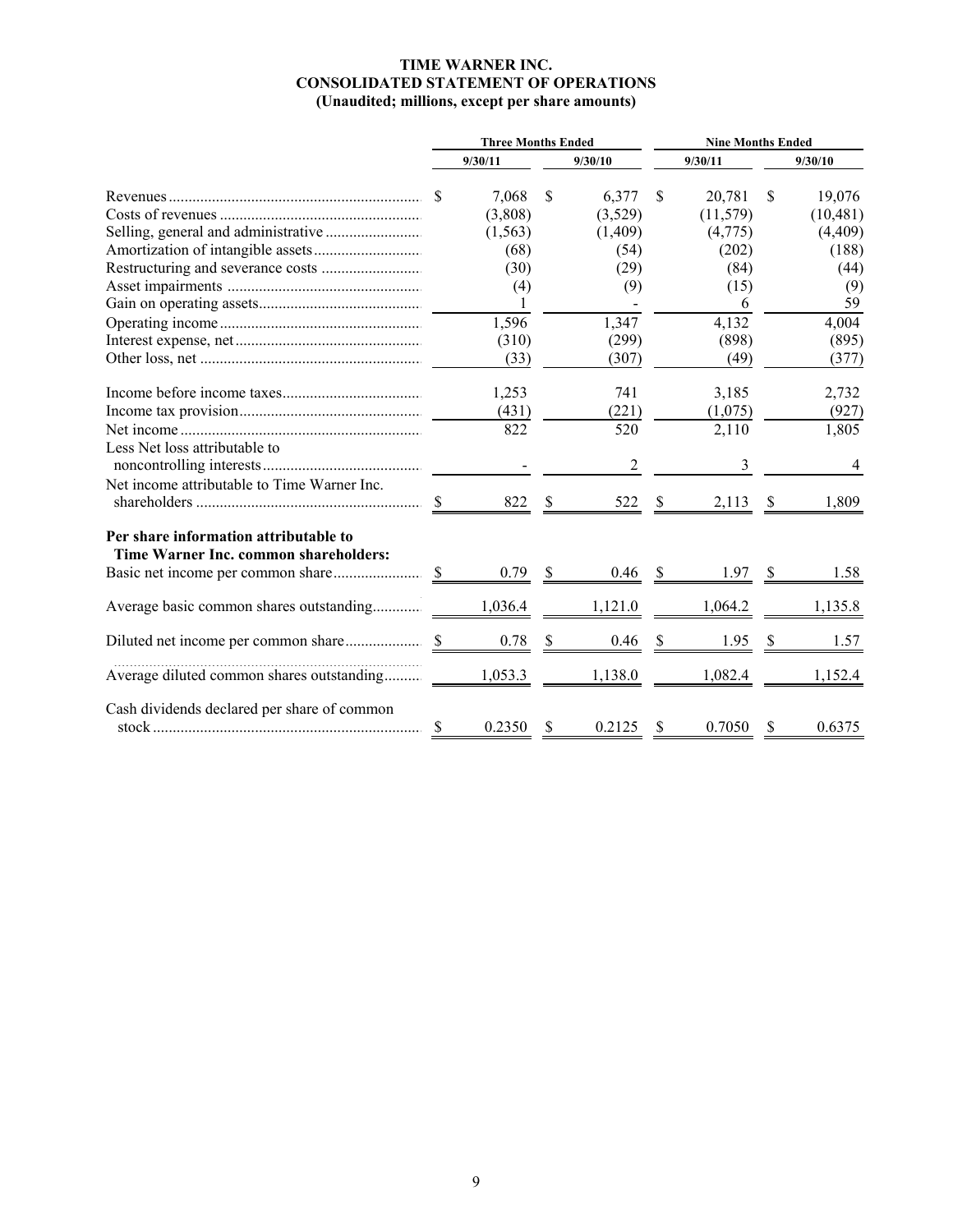# TIME WARNER INC.
## CONSOLIDATED STATEMENT OF OPERATIONS
### (Unaudited; millions, except per share amounts)

| | Three Months Ended | | Nine Months Ended | |
|---|---|---|---|---|
| | 9/30/11 | 9/30/10 | 9/30/11 | 9/30/10 |
| Revenues | $ 7,068 | $ 6,377 | $ 20,781 | $ 19,076 |
| Costs of revenues | (3,808) | (3,529) | (11,579) | (10,481) |
| Selling, general and administrative | (1,563) | (1,409) | (4,775) | (4,409) |
| Amortization of intangible assets | (68) | (54) | (202) | (188) |
| Restructuring and severance costs | (30) | (29) | (84) | (44) |
| Asset impairments | (4) | (9) | (15) | (9) |
| Gain on operating assets | 1 | - | 6 | 59 |
| Operating income | 1,596 | 1,347 | 4,132 | 4,004 |
| Interest expense, net | (310) | (299) | (898) | (895) |
| Other loss, net | (33) | (307) | (49) | (377) |
| Income before income taxes | 1,253 | 741 | 3,185 | 2,732 |
| Income tax provision | (431) | (221) | (1,075) | (927) |
| Net income | 822 | 520 | 2,110 | 1,805 |
| Less Net loss attributable to noncontrolling interests | - | 2 | 3 | 4 |
| Net income attributable to Time Warner Inc. shareholders | $ 822 | $ 522 | $ 2,113 | $ 1,809 |
| **Per share information attributable to Time Warner Inc. common shareholders:** | | | | |
| Basic net income per common share | $ 0.79 | $ 0.46 | $ 1.97 | $ 1.58 |
| Average basic common shares outstanding | 1,036.4 | 1,121.0 | 1,064.2 | 1,135.8 |
| Diluted net income per common share | $ 0.78 | $ 0.46 | $ 1.95 | $ 1.57 |
| Average diluted common shares outstanding | 1,053.3 | 1,138.0 | 1,082.4 | 1,152.4 |
| Cash dividends declared per share of common stock | $ 0.2350 | $ 0.2125 | $ 0.7050 | $ 0.6375 |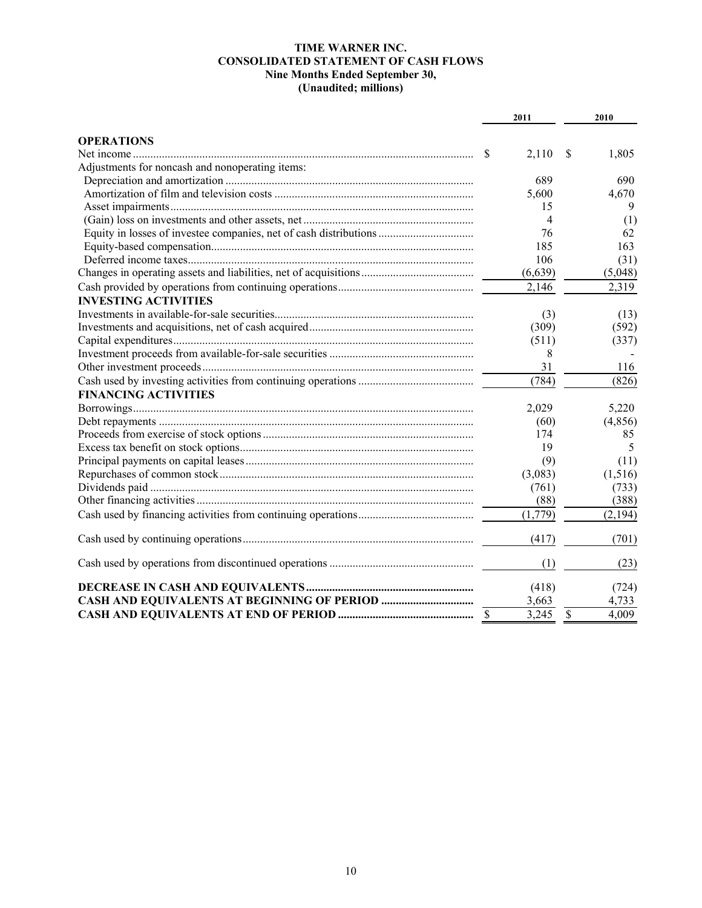# TIME WARNER INC.
## CONSOLIDATED STATEMENT OF CASH FLOWS
### Nine Months Ended September 30,
### (Unaudited; millions)

| | 2011 | 2010 |
|---|---|---|
| **OPERATIONS** | | |
| Net income | $ 2,110 | $ 1,805 |
| Adjustments for noncash and nonoperating items: | | |
| Depreciation and amortization | 689 | 690 |
| Amortization of film and television costs | 5,600 | 4,670 |
| Asset impairments | 15 | 9 |
| (Gain) loss on investments and other assets, net | 4 | (1) |
| Equity in losses of investee companies, net of cash distributions | 76 | 62 |
| Equity-based compensation | 185 | 163 |
| Deferred income taxes | 106 | (31) |
| Changes in operating assets and liabilities, net of acquisitions | (6,639) | (5,048) |
| Cash provided by operations from continuing operations | 2,146 | 2,319 |
| **INVESTING ACTIVITIES** | | |
| Investments in available-for-sale securities | (3) | (13) |
| Investments and acquisitions, net of cash acquired | (309) | (592) |
| Capital expenditures | (511) | (337) |
| Investment proceeds from available-for-sale securities | 8 | - |
| Other investment proceeds | 31 | 116 |
| Cash used by investing activities from continuing operations | (784) | (826) |
| **FINANCING ACTIVITIES** | | |
| Borrowings | 2,029 | 5,220 |
| Debt repayments | (60) | (4,856) |
| Proceeds from exercise of stock options | 174 | 85 |
| Excess tax benefit on stock options | 19 | 5 |
| Principal payments on capital leases | (9) | (11) |
| Repurchases of common stock | (3,083) | (1,516) |
| Dividends paid | (761) | (733) |
| Other financing activities | (88) | (388) |
| Cash used by financing activities from continuing operations | (1,779) | (2,194) |
| Cash used by continuing operations | (417) | (701) |
| Cash used by operations from discontinued operations | (1) | (23) |
| **DECREASE IN CASH AND EQUIVALENTS** | (418) | (724) |
| **CASH AND EQUIVALENTS AT BEGINNING OF PERIOD** | 3,663 | 4,733 |
| **CASH AND EQUIVALENTS AT END OF PERIOD** | $ 3,245 | $ 4,009 |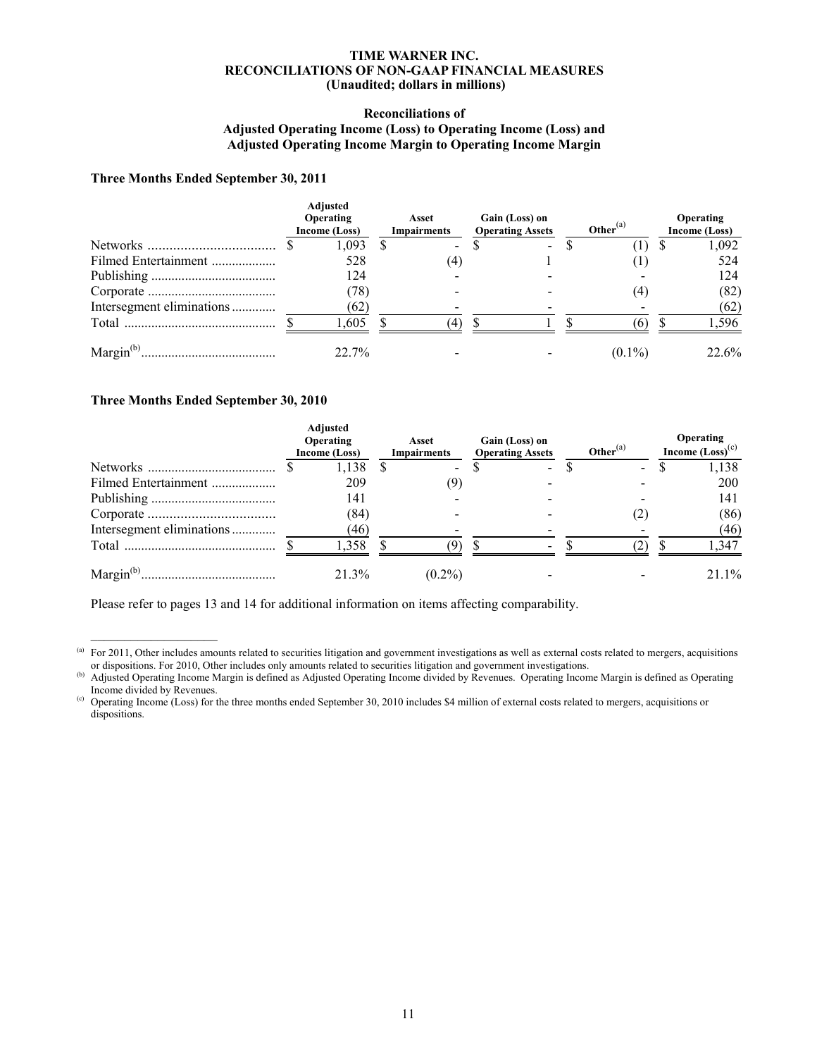**TIME WARNER INC.**
**RECONCILIATIONS OF NON-GAAP FINANCIAL MEASURES**
**(Unaudited; dollars in millions)**

**Reconciliations of**
**Adjusted Operating Income (Loss) to Operating Income (Loss) and**
**Adjusted Operating Income Margin to Operating Income Margin**

**Three Months Ended September 30, 2011**

| | Adjusted Operating Income (Loss) | Asset Impairments | Gain (Loss) on Operating Assets | Other[(a)] | Operating Income (Loss) |
|---|---|---|---|---|---|
| Networks | $ 1,093 | $ - | $ - | $ (1) | $ 1,092 |
| Filmed Entertainment | 528 | (4) | 1 | (1) | 524 |
| Publishing | 124 | - | - | - | 124 |
| Corporate | (78) | - | - | (4) | (82) |
| Intersegment eliminations | (62) | - | - | - | (62) |
| Total | $ 1,605 | $ (4) | $ 1 | $ (6) | $ 1,596 |
| Margin[(b)] | 22.7% | - | - | (0.1%) | 22.6% |

**Three Months Ended September 30, 2010**

| | Adjusted Operating Income (Loss) | Asset Impairments | Gain (Loss) on Operating Assets | Other[(a)] | Operating Income (Loss)[(c)] |
|---|---|---|---|---|---|
| Networks | $ 1,138 | $ - | $ - | $ - | $ 1,138 |
| Filmed Entertainment | 209 | (9) | - | - | 200 |
| Publishing | 141 | - | - | - | 141 |
| Corporate | (84) | - | - | (2) | (86) |
| Intersegment eliminations | (46) | - | - | - | (46) |
| Total | $ 1,358 | $ (9) | $ - | $ (2) | $ 1,347 |
| Margin[(b)] | 21.3% | (0.2%) | - | - | 21.1% |

Please refer to pages 13 and 14 for additional information on items affecting comparability.

---

(a) For 2011, Other includes amounts related to securities litigation and government investigations as well as external costs related to mergers, acquisitions or dispositions. For 2010, Other includes only amounts related to securities litigation and government investigations.

(b) Adjusted Operating Income Margin is defined as Adjusted Operating Income divided by Revenues. Operating Income Margin is defined as Operating Income divided by Revenues.

(c) Operating Income (Loss) for the three months ended September 30, 2010 includes $4 million of external costs related to mergers, acquisitions or dispositions.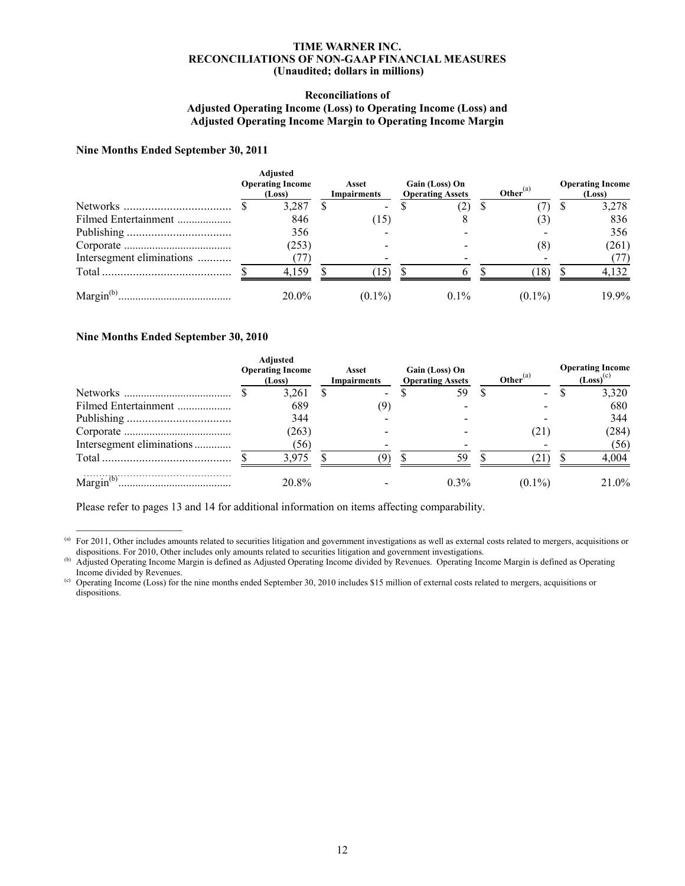**TIME WARNER INC.**
**RECONCILIATIONS OF NON-GAAP FINANCIAL MEASURES**
**(Unaudited; dollars in millions)**

**Reconciliations of**
**Adjusted Operating Income (Loss) to Operating Income (Loss) and**
**Adjusted Operating Income Margin to Operating Income Margin**

**Nine Months Ended September 30, 2011**

| | Adjusted Operating Income (Loss) | Asset Impairments | Gain (Loss) On Operating Assets | Other[(a)] | Operating Income (Loss) |
|---|---|---|---|---|---|
| Networks | $ 3,287 | $ - | $ (2) | $ (7) | $ 3,278 |
| Filmed Entertainment | 846 | (15) | 8 | (3) | 836 |
| Publishing | 356 | - | - | - | 356 |
| Corporate | (253) | - | - | (8) | (261) |
| Intersegment eliminations | (77) | - | - | - | (77) |
| Total | $ 4,159 | $ (15) | $ 6 | $ (18) | $ 4,132 |
| Margin[(b)] | 20.0% | (0.1%) | 0.1% | (0.1%) | 19.9% |

**Nine Months Ended September 30, 2010**

| | Adjusted Operating Income (Loss) | Asset Impairments | Gain (Loss) On Operating Assets | Other[(a)] | Operating Income (Loss)[(c)] |
|---|---|---|---|---|---|
| Networks | $ 3,261 | $ - | $ 59 | $ - | $ 3,320 |
| Filmed Entertainment | 689 | (9) | - | - | 680 |
| Publishing | 344 | - | - | - | 344 |
| Corporate | (263) | - | - | (21) | (284) |
| Intersegment eliminations | (56) | - | - | - | (56) |
| Total | $ 3,975 | $ (9) | $ 59 | $ (21) | $ 4,004 |
| Margin[(b)] | 20.8% | - | 0.3% | (0.1%) | 21.0% |

Please refer to pages 13 and 14 for additional information on items affecting comparability.

---

(a) For 2011, Other includes amounts related to securities litigation and government investigations as well as external costs related to mergers, acquisitions or dispositions. For 2010, Other includes only amounts related to securities litigation and government investigations.

(b) Adjusted Operating Income Margin is defined as Adjusted Operating Income divided by Revenues. Operating Income Margin is defined as Operating Income divided by Revenues.

(c) Operating Income (Loss) for the nine months ended September 30, 2010 includes $15 million of external costs related to mergers, acquisitions or dispositions.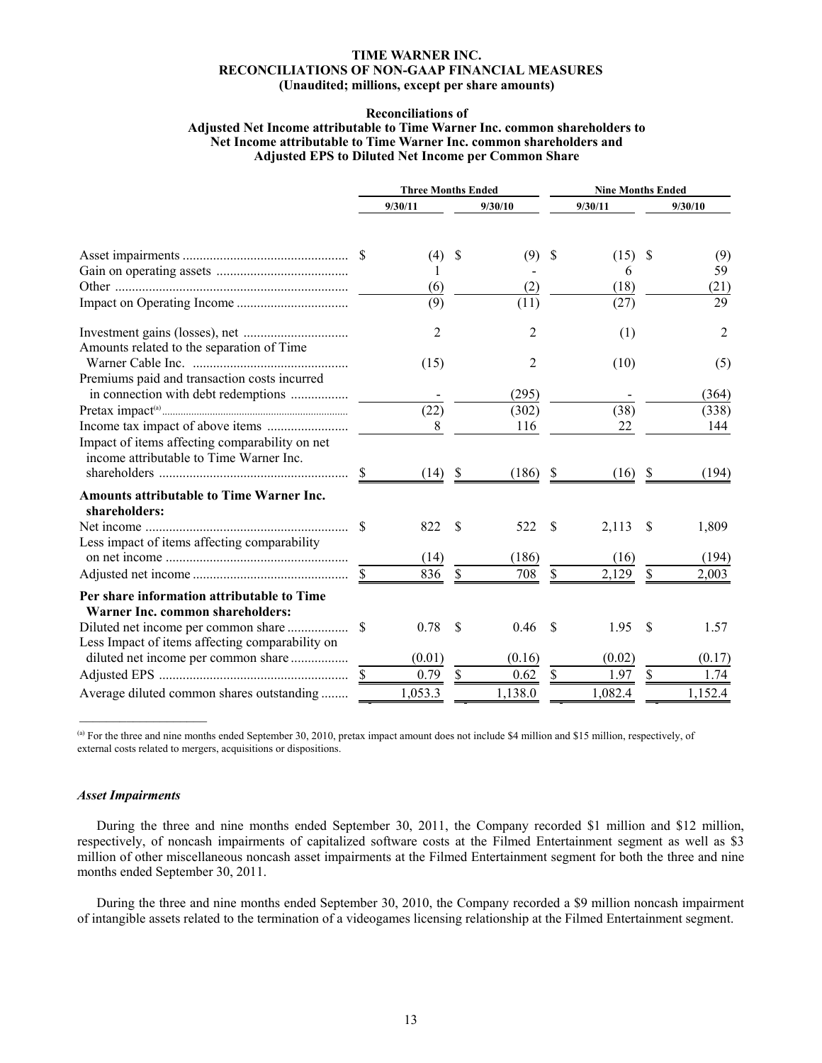## TIME WARNER INC.
## RECONCILIATIONS OF NON-GAAP FINANCIAL MEASURES
**(Unaudited; millions, except per share amounts)**

### Reconciliations of Adjusted Net Income attributable to Time Warner Inc. common shareholders to Net Income attributable to Time Warner Inc. common shareholders and Adjusted EPS to Diluted Net Income per Common Share

| | Three Months Ended | | Nine Months Ended | |
|---|---|---|---|---|
| | 9/30/11 | 9/30/10 | 9/30/11 | 9/30/10 |
| Asset impairments | $ (4) | $ (9) | $ (15) | $ (9) |
| Gain on operating assets | 1 | - | 6 | 59 |
| Other | (6) | (2) | (18) | (21) |
| Impact on Operating Income | (9) | (11) | (27) | 29 |
| Investment gains (losses), net | 2 | 2 | (1) | 2 |
| Amounts related to the separation of Time Warner Cable Inc. | (15) | 2 | (10) | (5) |
| Premiums paid and transaction costs incurred in connection with debt redemptions | - | (295) | - | (364) |
| Pretax impact[a] | (22) | (302) | (38) | (338) |
| Income tax impact of above items | 8 | 116 | 22 | 144 |
| Impact of items affecting comparability on net income attributable to Time Warner Inc. shareholders | $ (14) | $ (186) | $ (16) | $ (194) |
| **Amounts attributable to Time Warner Inc. shareholders:** | | | | |
| Net income | $ 822 | $ 522 | $ 2,113 | $ 1,809 |
| Less impact of items affecting comparability on net income | (14) | (186) | (16) | (194) |
| Adjusted net income | $ 836 | $ 708 | $ 2,129 | $ 2,003 |
| **Per share information attributable to Time Warner Inc. common shareholders:** | | | | |
| Diluted net income per common share | $ 0.78 | $ 0.46 | $ 1.95 | $ 1.57 |
| Less Impact of items affecting comparability on diluted net income per common share | (0.01) | (0.16) | (0.02) | (0.17) |
| Adjusted EPS | $ 0.79 | $ 0.62 | $ 1.97 | $ 1.74 |
| Average diluted common shares outstanding | 1,053.3 | 1,138.0 | 1,082.4 | 1,152.4 |

[a] For the three and nine months ended September 30, 2010, pretax impact amount does not include $4 million and $15 million, respectively, of external costs related to mergers, acquisitions or dispositions.

### *Asset Impairments*

During the three and nine months ended September 30, 2011, the Company recorded $1 million and $12 million, respectively, of noncash impairments of capitalized software costs at the Filmed Entertainment segment as well as $3 million of other miscellaneous noncash asset impairments at the Filmed Entertainment segment for both the three and nine months ended September 30, 2011.

During the three and nine months ended September 30, 2010, the Company recorded a $9 million noncash impairment of intangible assets related to the termination of a videogames licensing relationship at the Filmed Entertainment segment.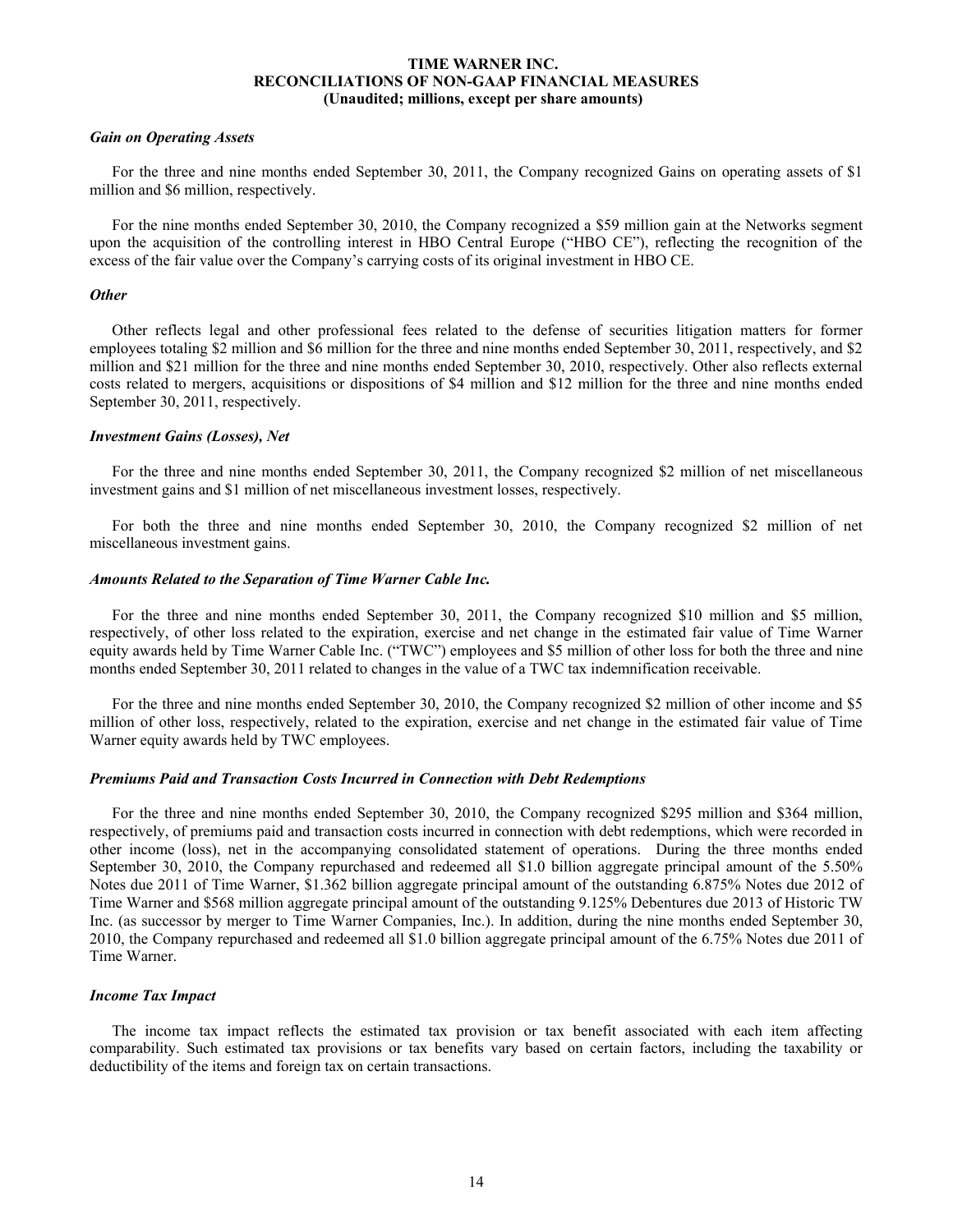# TIME WARNER INC.
## RECONCILIATIONS OF NON-GAAP FINANCIAL MEASURES
### (Unaudited; millions, except per share amounts)

***Gain on Operating Assets***

For the three and nine months ended September 30, 2011, the Company recognized Gains on operating assets of $1 million and $6 million, respectively.

For the nine months ended September 30, 2010, the Company recognized a $59 million gain at the Networks segment upon the acquisition of the controlling interest in HBO Central Europe ("HBO CE"), reflecting the recognition of the excess of the fair value over the Company's carrying costs of its original investment in HBO CE.

***Other***

Other reflects legal and other professional fees related to the defense of securities litigation matters for former employees totaling $2 million and $6 million for the three and nine months ended September 30, 2011, respectively, and $2 million and $21 million for the three and nine months ended September 30, 2010, respectively. Other also reflects external costs related to mergers, acquisitions or dispositions of $4 million and $12 million for the three and nine months ended September 30, 2011, respectively.

***Investment Gains (Losses), Net***

For the three and nine months ended September 30, 2011, the Company recognized $2 million of net miscellaneous investment gains and $1 million of net miscellaneous investment losses, respectively.

For both the three and nine months ended September 30, 2010, the Company recognized $2 million of net miscellaneous investment gains.

***Amounts Related to the Separation of Time Warner Cable Inc.***

For the three and nine months ended September 30, 2011, the Company recognized $10 million and $5 million, respectively, of other loss related to the expiration, exercise and net change in the estimated fair value of Time Warner equity awards held by Time Warner Cable Inc. ("TWC") employees and $5 million of other loss for both the three and nine months ended September 30, 2011 related to changes in the value of a TWC tax indemnification receivable.

For the three and nine months ended September 30, 2010, the Company recognized $2 million of other income and $5 million of other loss, respectively, related to the expiration, exercise and net change in the estimated fair value of Time Warner equity awards held by TWC employees.

***Premiums Paid and Transaction Costs Incurred in Connection with Debt Redemptions***

For the three and nine months ended September 30, 2010, the Company recognized $295 million and $364 million, respectively, of premiums paid and transaction costs incurred in connection with debt redemptions, which were recorded in other income (loss), net in the accompanying consolidated statement of operations. During the three months ended September 30, 2010, the Company repurchased and redeemed all $1.0 billion aggregate principal amount of the 5.50% Notes due 2011 of Time Warner, $1.362 billion aggregate principal amount of the outstanding 6.875% Notes due 2012 of Time Warner and $568 million aggregate principal amount of the outstanding 9.125% Debentures due 2013 of Historic TW Inc. (as successor by merger to Time Warner Companies, Inc.). In addition, during the nine months ended September 30, 2010, the Company repurchased and redeemed all $1.0 billion aggregate principal amount of the 6.75% Notes due 2011 of Time Warner.

***Income Tax Impact***

The income tax impact reflects the estimated tax provision or tax benefit associated with each item affecting comparability. Such estimated tax provisions or tax benefits vary based on certain factors, including the taxability or deductibility of the items and foreign tax on certain transactions.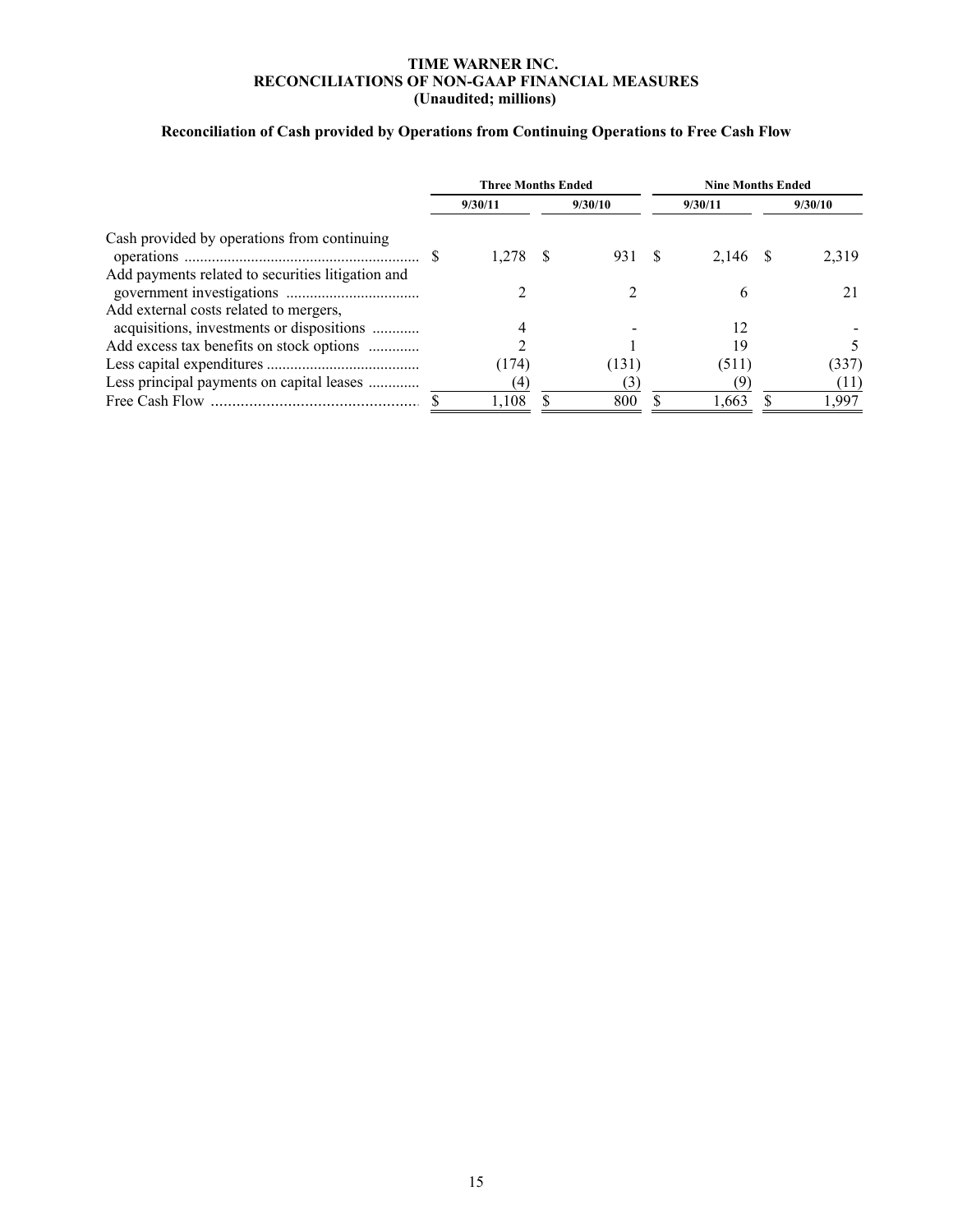# TIME WARNER INC.
## RECONCILIATIONS OF NON-GAAP FINANCIAL MEASURES
**(Unaudited; millions)**

### Reconciliation of Cash provided by Operations from Continuing Operations to Free Cash Flow

| | Three Months Ended | | Nine Months Ended | |
|---|---|---|---|---|
| | 9/30/11 | 9/30/10 | 9/30/11 | 9/30/10 |
| Cash provided by operations from continuing operations | $ 1,278 | $ 931 | $ 2,146 | $ 2,319 |
| Add payments related to securities litigation and government investigations | 2 | 2 | 6 | 21 |
| Add external costs related to mergers, acquisitions, investments or dispositions | 4 | - | 12 | - |
| Add excess tax benefits on stock options | 2 | 1 | 19 | 5 |
| Less capital expenditures | (174) | (131) | (511) | (337) |
| Less principal payments on capital leases | (4) | (3) | (9) | (11) |
| Free Cash Flow | $ 1,108 | $ 800 | $ 1,663 | $ 1,997 |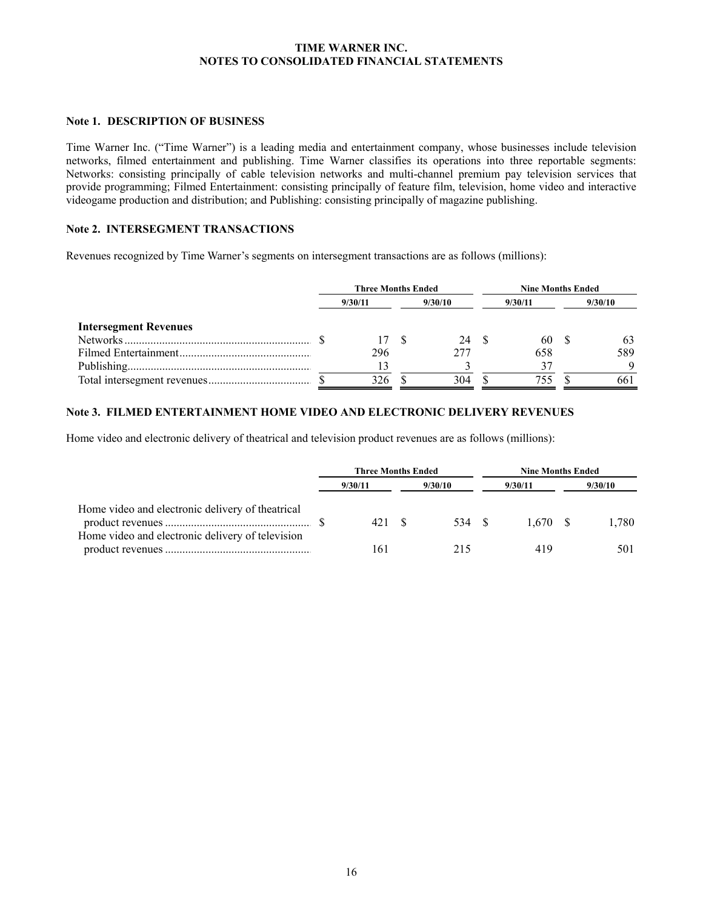**TIME WARNER INC.**
**NOTES TO CONSOLIDATED FINANCIAL STATEMENTS**

## Note 1. DESCRIPTION OF BUSINESS

Time Warner Inc. ("Time Warner") is a leading media and entertainment company, whose businesses include television networks, filmed entertainment and publishing. Time Warner classifies its operations into three reportable segments: Networks: consisting principally of cable television networks and multi-channel premium pay television services that provide programming; Filmed Entertainment: consisting principally of feature film, television, home video and interactive videogame production and distribution; and Publishing: consisting principally of magazine publishing.

## Note 2. INTERSEGMENT TRANSACTIONS

Revenues recognized by Time Warner's segments on intersegment transactions are as follows (millions):

| | Three Months Ended | | Nine Months Ended | |
|---|---|---|---|---|
| | 9/30/11 | 9/30/10 | 9/30/11 | 9/30/10 |
| **Intersegment Revenues** | | | | |
| Networks | $ 17 | $ 24 | $ 60 | $ 63 |
| Filmed Entertainment | 296 | 277 | 658 | 589 |
| Publishing | 13 | 3 | 37 | 9 |
| Total intersegment revenues | $ 326 | $ 304 | $ 755 | $ 661 |

## Note 3. FILMED ENTERTAINMENT HOME VIDEO AND ELECTRONIC DELIVERY REVENUES

Home video and electronic delivery of theatrical and television product revenues are as follows (millions):

| | Three Months Ended | | Nine Months Ended | |
|---|---|---|---|---|
| | 9/30/11 | 9/30/10 | 9/30/11 | 9/30/10 |
| Home video and electronic delivery of theatrical product revenues | $ 421 | $ 534 | $ 1,670 | $ 1,780 |
| Home video and electronic delivery of television product revenues | 161 | 215 | 419 | 501 |